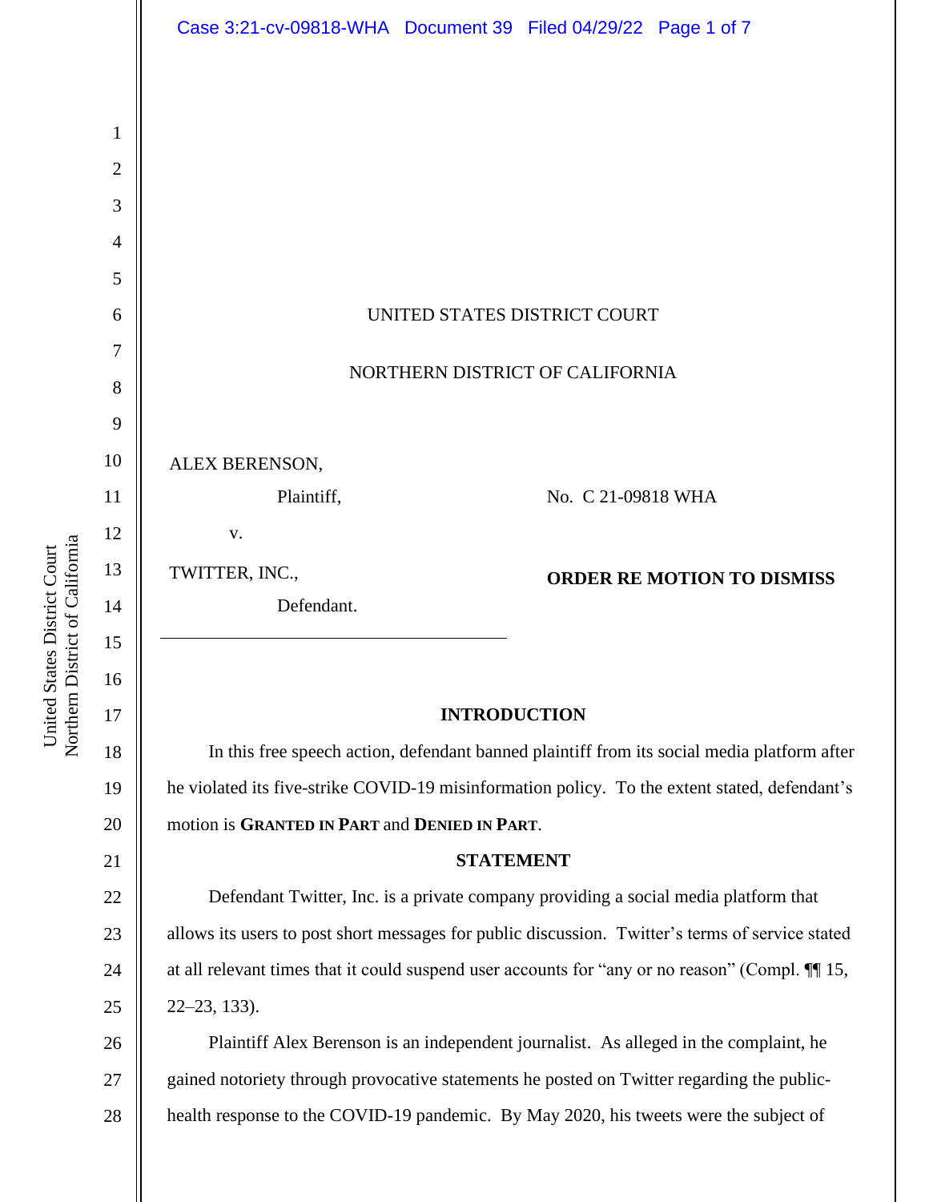UNITED STATES DISTRICT COURT

NORTHERN DISTRICT OF CALIFORNIA

ALEX BERENSON,

Plaintiff,

v.

TWITTER, INC.,

Defendant.

No. C 21-09818 WHA

**ORDER RE MOTION TO DISMISS**

## INTRODUCTION

In this free speech action, defendant banned plaintiff from its social media platform after he violated its five-strike COVID-19 misinformation policy. To the extent stated, defendant's motion is **GRANTED IN PART** and **DENIED IN PART**.

## STATEMENT

Defendant Twitter, Inc. is a private company providing a social media platform that allows its users to post short messages for public discussion. Twitter's terms of service stated at all relevant times that it could suspend user accounts for "any or no reason" (Compl. ¶¶ 15, 22–23, 133).

Plaintiff Alex Berenson is an independent journalist. As alleged in the complaint, he gained notoriety through provocative statements he posted on Twitter regarding the public-health response to the COVID-19 pandemic. By May 2020, his tweets were the subject of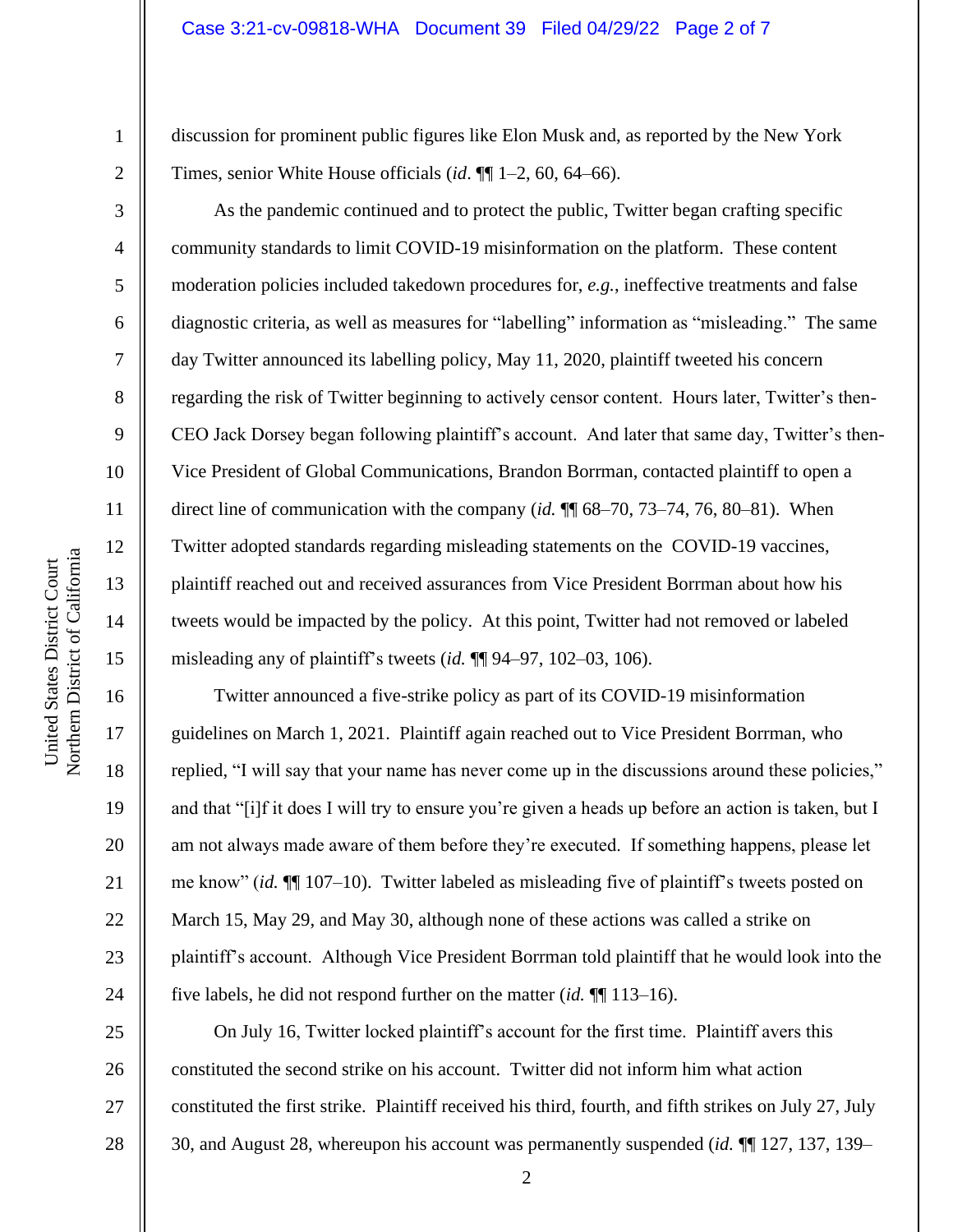discussion for prominent public figures like Elon Musk and, as reported by the New York Times, senior White House officials (*id*. ¶¶ 1–2, 60, 64–66).

As the pandemic continued and to protect the public, Twitter began crafting specific community standards to limit COVID-19 misinformation on the platform. These content moderation policies included takedown procedures for, *e.g.*, ineffective treatments and false diagnostic criteria, as well as measures for "labelling" information as "misleading." The same day Twitter announced its labelling policy, May 11, 2020, plaintiff tweeted his concern regarding the risk of Twitter beginning to actively censor content. Hours later, Twitter's then-CEO Jack Dorsey began following plaintiff's account. And later that same day, Twitter's then-Vice President of Global Communications, Brandon Borrman, contacted plaintiff to open a direct line of communication with the company (*id.* ¶¶ 68–70, 73–74, 76, 80–81). When Twitter adopted standards regarding misleading statements on the COVID-19 vaccines, plaintiff reached out and received assurances from Vice President Borrman about how his tweets would be impacted by the policy. At this point, Twitter had not removed or labeled misleading any of plaintiff's tweets (*id.* ¶¶ 94–97, 102–03, 106).

Twitter announced a five-strike policy as part of its COVID-19 misinformation guidelines on March 1, 2021. Plaintiff again reached out to Vice President Borrman, who replied, "I will say that your name has never come up in the discussions around these policies," and that "[i]f it does I will try to ensure you're given a heads up before an action is taken, but I am not always made aware of them before they're executed. If something happens, please let me know" (*id.* ¶¶ 107–10). Twitter labeled as misleading five of plaintiff's tweets posted on March 15, May 29, and May 30, although none of these actions was called a strike on plaintiff's account. Although Vice President Borrman told plaintiff that he would look into the five labels, he did not respond further on the matter (*id.* ¶¶ 113–16).

On July 16, Twitter locked plaintiff's account for the first time. Plaintiff avers this constituted the second strike on his account. Twitter did not inform him what action constituted the first strike. Plaintiff received his third, fourth, and fifth strikes on July 27, July 30, and August 28, whereupon his account was permanently suspended (*id.* ¶¶ 127, 137, 139–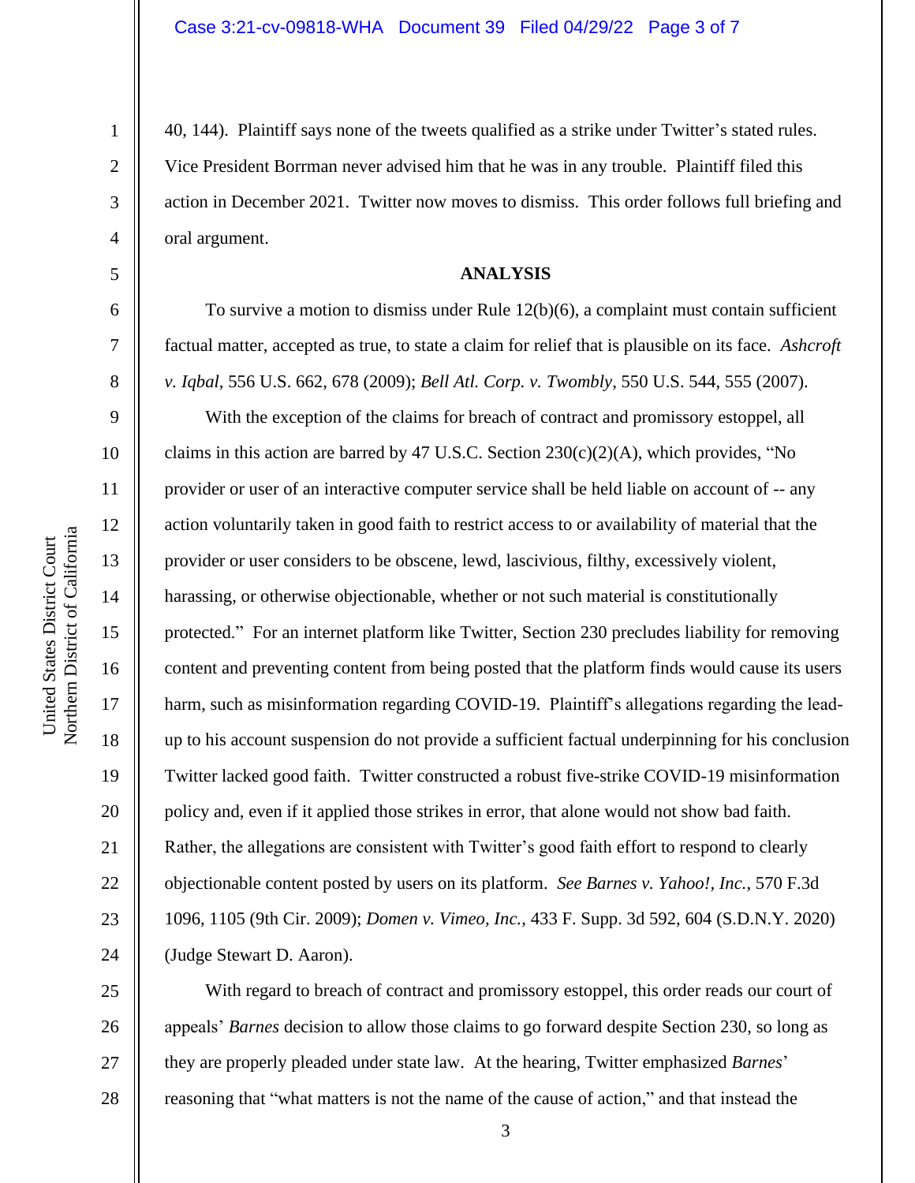40, 144). Plaintiff says none of the tweets qualified as a strike under Twitter's stated rules. Vice President Borrman never advised him that he was in any trouble. Plaintiff filed this action in December 2021. Twitter now moves to dismiss. This order follows full briefing and oral argument.

**ANALYSIS**

To survive a motion to dismiss under Rule 12(b)(6), a complaint must contain sufficient factual matter, accepted as true, to state a claim for relief that is plausible on its face. *Ashcroft v. Iqbal*, 556 U.S. 662, 678 (2009); *Bell Atl. Corp. v. Twombly*, 550 U.S. 544, 555 (2007).

With the exception of the claims for breach of contract and promissory estoppel, all claims in this action are barred by 47 U.S.C. Section 230(c)(2)(A), which provides, "No provider or user of an interactive computer service shall be held liable on account of -- any action voluntarily taken in good faith to restrict access to or availability of material that the provider or user considers to be obscene, lewd, lascivious, filthy, excessively violent, harassing, or otherwise objectionable, whether or not such material is constitutionally protected." For an internet platform like Twitter, Section 230 precludes liability for removing content and preventing content from being posted that the platform finds would cause its users harm, such as misinformation regarding COVID-19. Plaintiff's allegations regarding the lead-up to his account suspension do not provide a sufficient factual underpinning for his conclusion Twitter lacked good faith. Twitter constructed a robust five-strike COVID-19 misinformation policy and, even if it applied those strikes in error, that alone would not show bad faith. Rather, the allegations are consistent with Twitter's good faith effort to respond to clearly objectionable content posted by users on its platform. *See Barnes v. Yahoo!, Inc.*, 570 F.3d 1096, 1105 (9th Cir. 2009); *Domen v. Vimeo, Inc.*, 433 F. Supp. 3d 592, 604 (S.D.N.Y. 2020) (Judge Stewart D. Aaron).

With regard to breach of contract and promissory estoppel, this order reads our court of appeals' *Barnes* decision to allow those claims to go forward despite Section 230, so long as they are properly pleaded under state law. At the hearing, Twitter emphasized *Barnes*' reasoning that "what matters is not the name of the cause of action," and that instead the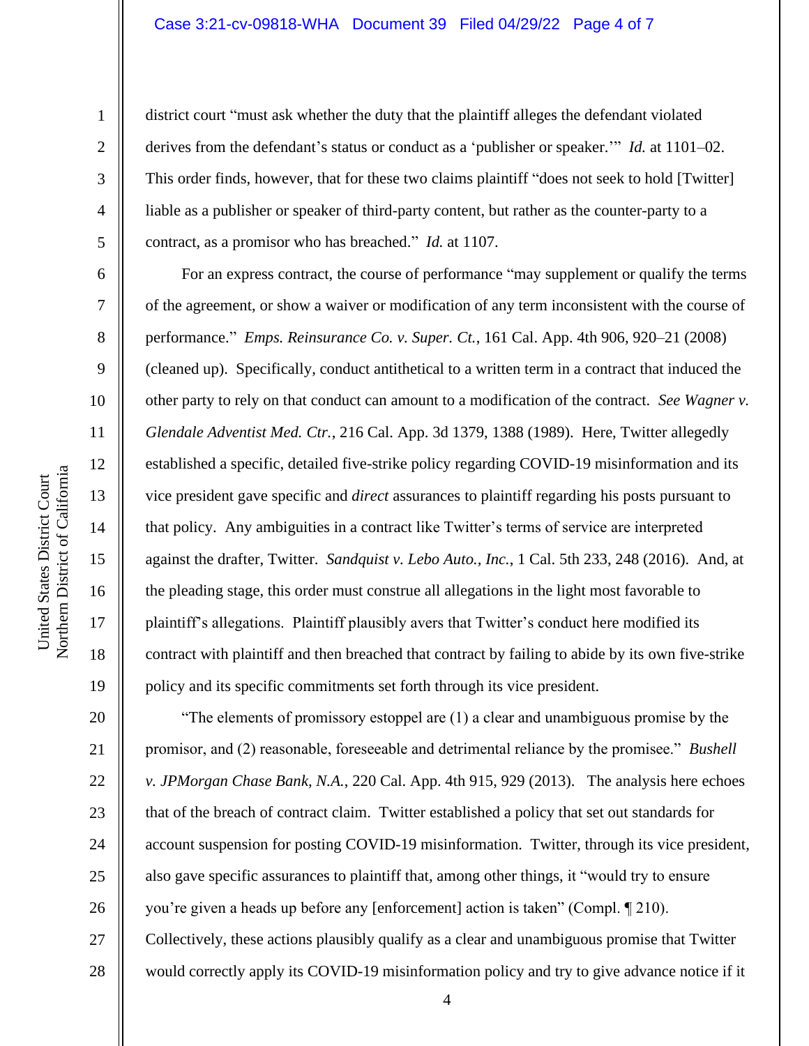district court "must ask whether the duty that the plaintiff alleges the defendant violated derives from the defendant's status or conduct as a 'publisher or speaker.'" *Id.* at 1101–02. This order finds, however, that for these two claims plaintiff "does not seek to hold [Twitter] liable as a publisher or speaker of third-party content, but rather as the counter-party to a contract, as a promisor who has breached." *Id.* at 1107.

For an express contract, the course of performance "may supplement or qualify the terms of the agreement, or show a waiver or modification of any term inconsistent with the course of performance." *Emps. Reinsurance Co. v. Super. Ct.*, 161 Cal. App. 4th 906, 920–21 (2008) (cleaned up). Specifically, conduct antithetical to a written term in a contract that induced the other party to rely on that conduct can amount to a modification of the contract. *See Wagner v. Glendale Adventist Med. Ctr.*, 216 Cal. App. 3d 1379, 1388 (1989). Here, Twitter allegedly established a specific, detailed five-strike policy regarding COVID-19 misinformation and its vice president gave specific and *direct* assurances to plaintiff regarding his posts pursuant to that policy. Any ambiguities in a contract like Twitter's terms of service are interpreted against the drafter, Twitter. *Sandquist v. Lebo Auto., Inc.*, 1 Cal. 5th 233, 248 (2016). And, at the pleading stage, this order must construe all allegations in the light most favorable to plaintiff's allegations. Plaintiff plausibly avers that Twitter's conduct here modified its contract with plaintiff and then breached that contract by failing to abide by its own five-strike policy and its specific commitments set forth through its vice president.

"The elements of promissory estoppel are (1) a clear and unambiguous promise by the promisor, and (2) reasonable, foreseeable and detrimental reliance by the promisee." *Bushell v. JPMorgan Chase Bank, N.A.*, 220 Cal. App. 4th 915, 929 (2013). The analysis here echoes that of the breach of contract claim. Twitter established a policy that set out standards for account suspension for posting COVID-19 misinformation. Twitter, through its vice president, also gave specific assurances to plaintiff that, among other things, it "would try to ensure you're given a heads up before any [enforcement] action is taken" (Compl. ¶ 210). Collectively, these actions plausibly qualify as a clear and unambiguous promise that Twitter would correctly apply its COVID-19 misinformation policy and try to give advance notice if it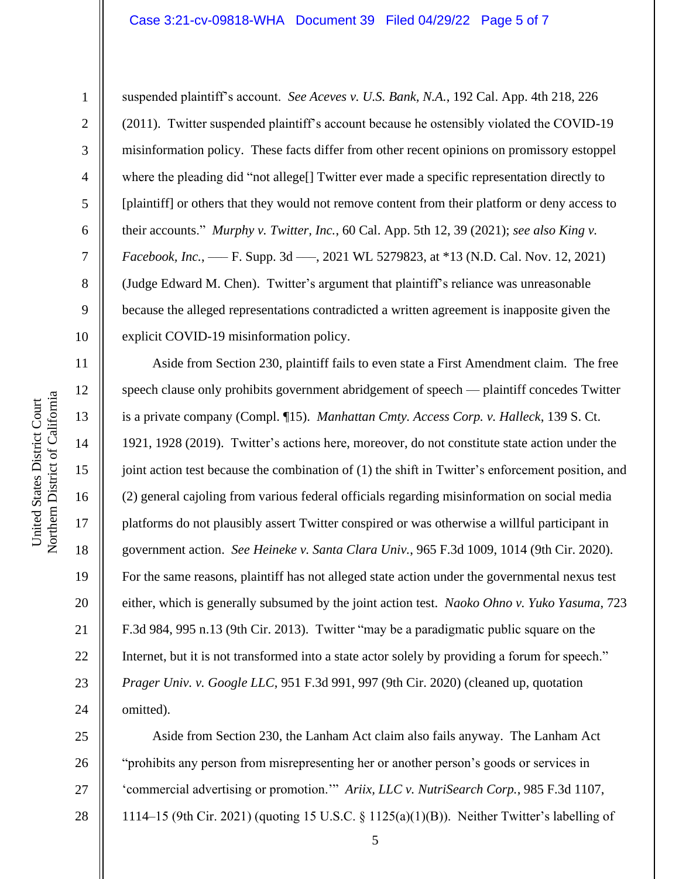suspended plaintiff's account. *See Aceves v. U.S. Bank, N.A.*, 192 Cal. App. 4th 218, 226 (2011). Twitter suspended plaintiff's account because he ostensibly violated the COVID-19 misinformation policy. These facts differ from other recent opinions on promissory estoppel where the pleading did "not allege[] Twitter ever made a specific representation directly to [plaintiff] or others that they would not remove content from their platform or deny access to their accounts." *Murphy v. Twitter, Inc.*, 60 Cal. App. 5th 12, 39 (2021); *see also King v. Facebook, Inc.*, ––– F. Supp. 3d –––, 2021 WL 5279823, at *13 (N.D. Cal. Nov. 12, 2021) (Judge Edward M. Chen). Twitter's argument that plaintiff's reliance was unreasonable because the alleged representations contradicted a written agreement is inapposite given the explicit COVID-19 misinformation policy.

Aside from Section 230, plaintiff fails to even state a First Amendment claim. The free speech clause only prohibits government abridgement of speech — plaintiff concedes Twitter is a private company (Compl. ¶15). *Manhattan Cmty. Access Corp. v. Halleck*, 139 S. Ct. 1921, 1928 (2019). Twitter's actions here, moreover, do not constitute state action under the joint action test because the combination of (1) the shift in Twitter's enforcement position, and (2) general cajoling from various federal officials regarding misinformation on social media platforms do not plausibly assert Twitter conspired or was otherwise a willful participant in government action. *See Heineke v. Santa Clara Univ.*, 965 F.3d 1009, 1014 (9th Cir. 2020). For the same reasons, plaintiff has not alleged state action under the governmental nexus test either, which is generally subsumed by the joint action test. *Naoko Ohno v. Yuko Yasuma*, 723 F.3d 984, 995 n.13 (9th Cir. 2013). Twitter "may be a paradigmatic public square on the Internet, but it is not transformed into a state actor solely by providing a forum for speech." *Prager Univ. v. Google LLC*, 951 F.3d 991, 997 (9th Cir. 2020) (cleaned up, quotation omitted).

Aside from Section 230, the Lanham Act claim also fails anyway. The Lanham Act "prohibits any person from misrepresenting her or another person's goods or services in 'commercial advertising or promotion.'" *Ariix, LLC v. NutriSearch Corp.*, 985 F.3d 1107, 1114–15 (9th Cir. 2021) (quoting 15 U.S.C. § 1125(a)(1)(B)). Neither Twitter's labelling of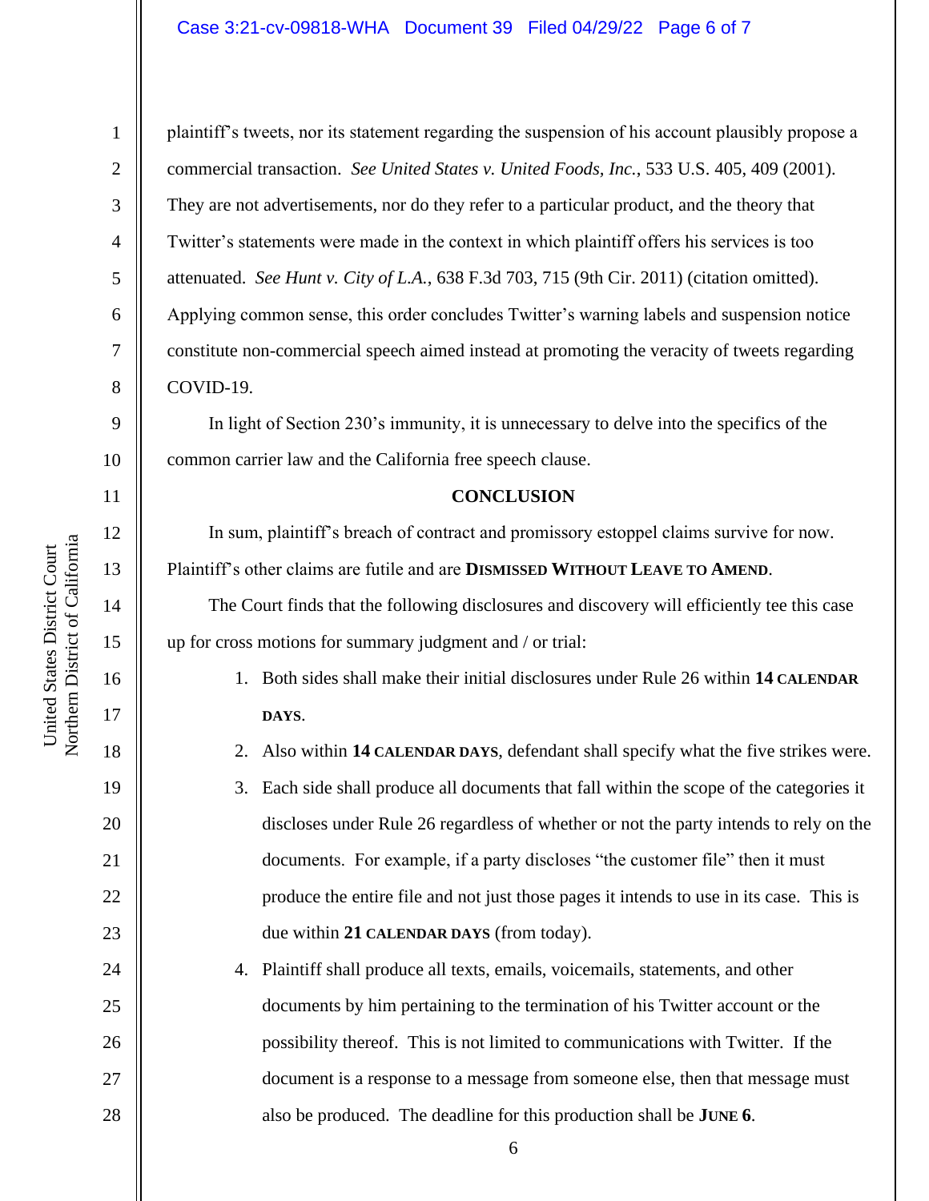plaintiff's tweets, nor its statement regarding the suspension of his account plausibly propose a commercial transaction. *See United States v. United Foods, Inc.*, 533 U.S. 405, 409 (2001). They are not advertisements, nor do they refer to a particular product, and the theory that Twitter's statements were made in the context in which plaintiff offers his services is too attenuated. *See Hunt v. City of L.A.*, 638 F.3d 703, 715 (9th Cir. 2011) (citation omitted). Applying common sense, this order concludes Twitter's warning labels and suspension notice constitute non-commercial speech aimed instead at promoting the veracity of tweets regarding COVID-19.

In light of Section 230's immunity, it is unnecessary to delve into the specifics of the common carrier law and the California free speech clause.

**CONCLUSION**

In sum, plaintiff's breach of contract and promissory estoppel claims survive for now. Plaintiff's other claims are futile and are **DISMISSED WITHOUT LEAVE TO AMEND**.

The Court finds that the following disclosures and discovery will efficiently tee this case up for cross motions for summary judgment and / or trial:

1. Both sides shall make their initial disclosures under Rule 26 within **14 CALENDAR DAYS**.
2. Also within **14 CALENDAR DAYS**, defendant shall specify what the five strikes were.
3. Each side shall produce all documents that fall within the scope of the categories it discloses under Rule 26 regardless of whether or not the party intends to rely on the documents. For example, if a party discloses "the customer file" then it must produce the entire file and not just those pages it intends to use in its case. This is due within **21 CALENDAR DAYS** (from today).
4. Plaintiff shall produce all texts, emails, voicemails, statements, and other documents by him pertaining to the termination of his Twitter account or the possibility thereof. This is not limited to communications with Twitter. If the document is a response to a message from someone else, then that message must also be produced. The deadline for this production shall be **JUNE 6**.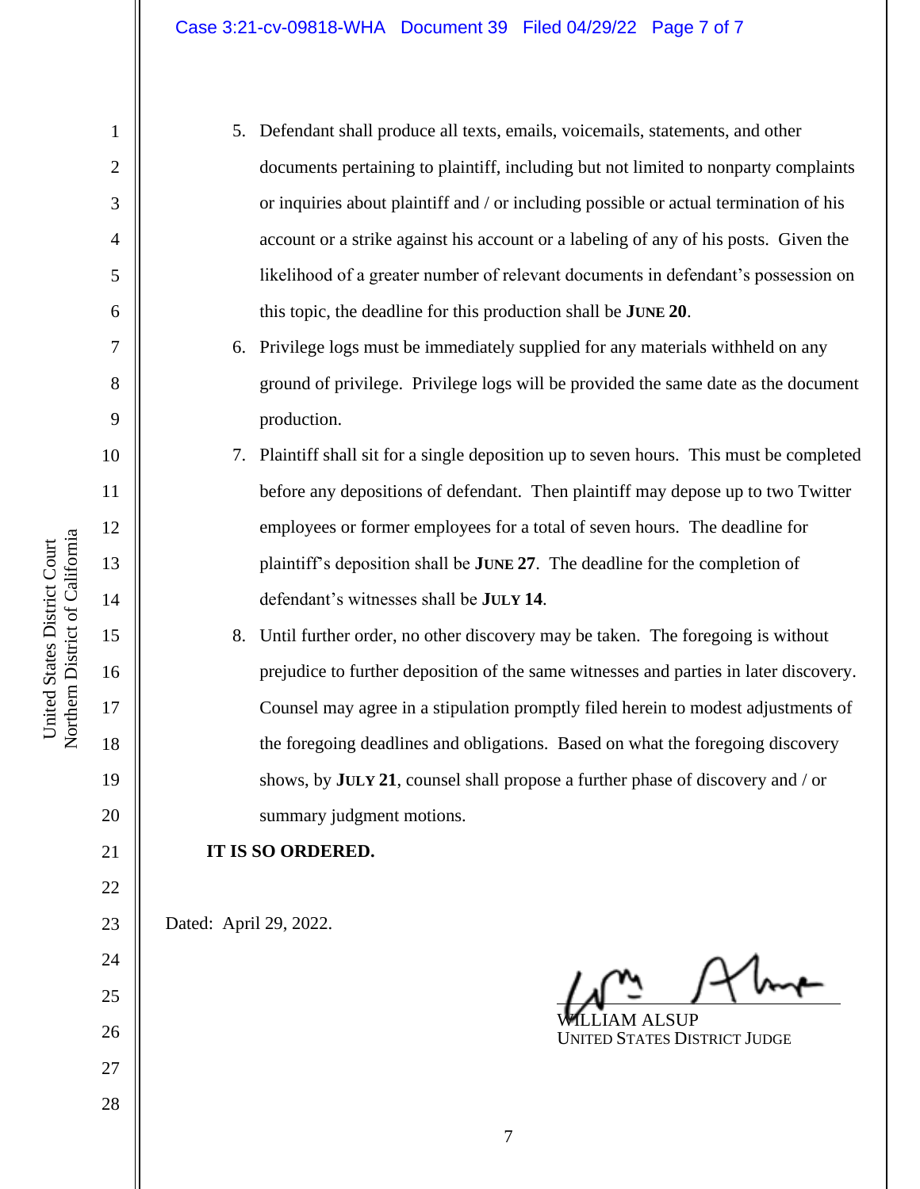5. Defendant shall produce all texts, emails, voicemails, statements, and other documents pertaining to plaintiff, including but not limited to nonparty complaints or inquiries about plaintiff and / or including possible or actual termination of his account or a strike against his account or a labeling of any of his posts. Given the likelihood of a greater number of relevant documents in defendant's possession on this topic, the deadline for this production shall be **JUNE 20**.

6. Privilege logs must be immediately supplied for any materials withheld on any ground of privilege. Privilege logs will be provided the same date as the document production.

7. Plaintiff shall sit for a single deposition up to seven hours. This must be completed before any depositions of defendant. Then plaintiff may depose up to two Twitter employees or former employees for a total of seven hours. The deadline for plaintiff's deposition shall be **JUNE 27**. The deadline for the completion of defendant's witnesses shall be **JULY 14**.

8. Until further order, no other discovery may be taken. The foregoing is without prejudice to further deposition of the same witnesses and parties in later discovery. Counsel may agree in a stipulation promptly filed herein to modest adjustments of the foregoing deadlines and obligations. Based on what the foregoing discovery shows, by **JULY 21**, counsel shall propose a further phase of discovery and / or summary judgment motions.

**IT IS SO ORDERED.**

Dated: April 29, 2022.

WILLIAM ALSUP
UNITED STATES DISTRICT JUDGE